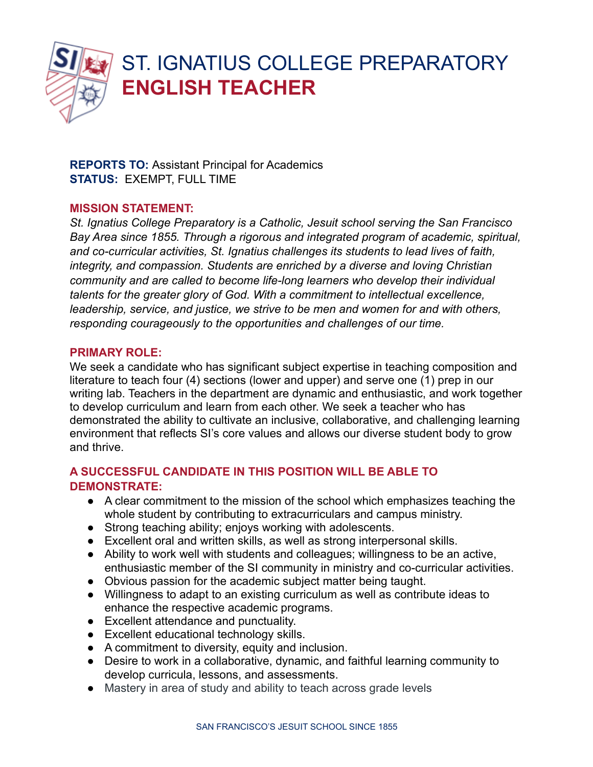# ST. IGNATIUS COLLEGE PREPARATORY
# ENGLISH TEACHER

**REPORTS TO:** Assistant Principal for Academics
**STATUS:** EXEMPT, FULL TIME

**MISSION STATEMENT:**

*St. Ignatius College Preparatory is a Catholic, Jesuit school serving the San Francisco Bay Area since 1855. Through a rigorous and integrated program of academic, spiritual, and co-curricular activities, St. Ignatius challenges its students to lead lives of faith, integrity, and compassion. Students are enriched by a diverse and loving Christian community and are called to become life-long learners who develop their individual talents for the greater glory of God. With a commitment to intellectual excellence, leadership, service, and justice, we strive to be men and women for and with others, responding courageously to the opportunities and challenges of our time.*

**PRIMARY ROLE:**

We seek a candidate who has significant subject expertise in teaching composition and literature to teach four (4) sections (lower and upper) and serve one (1) prep in our writing lab. Teachers in the department are dynamic and enthusiastic, and work together to develop curriculum and learn from each other. We seek a teacher who has demonstrated the ability to cultivate an inclusive, collaborative, and challenging learning environment that reflects SI's core values and allows our diverse student body to grow and thrive.

**A SUCCESSFUL CANDIDATE IN THIS POSITION WILL BE ABLE TO DEMONSTRATE:**

- A clear commitment to the mission of the school which emphasizes teaching the whole student by contributing to extracurriculars and campus ministry.
- Strong teaching ability; enjoys working with adolescents.
- Excellent oral and written skills, as well as strong interpersonal skills.
- Ability to work well with students and colleagues; willingness to be an active, enthusiastic member of the SI community in ministry and co-curricular activities.
- Obvious passion for the academic subject matter being taught.
- Willingness to adapt to an existing curriculum as well as contribute ideas to enhance the respective academic programs.
- Excellent attendance and punctuality.
- Excellent educational technology skills.
- A commitment to diversity, equity and inclusion.
- Desire to work in a collaborative, dynamic, and faithful learning community to develop curricula, lessons, and assessments.
- Mastery in area of study and ability to teach across grade levels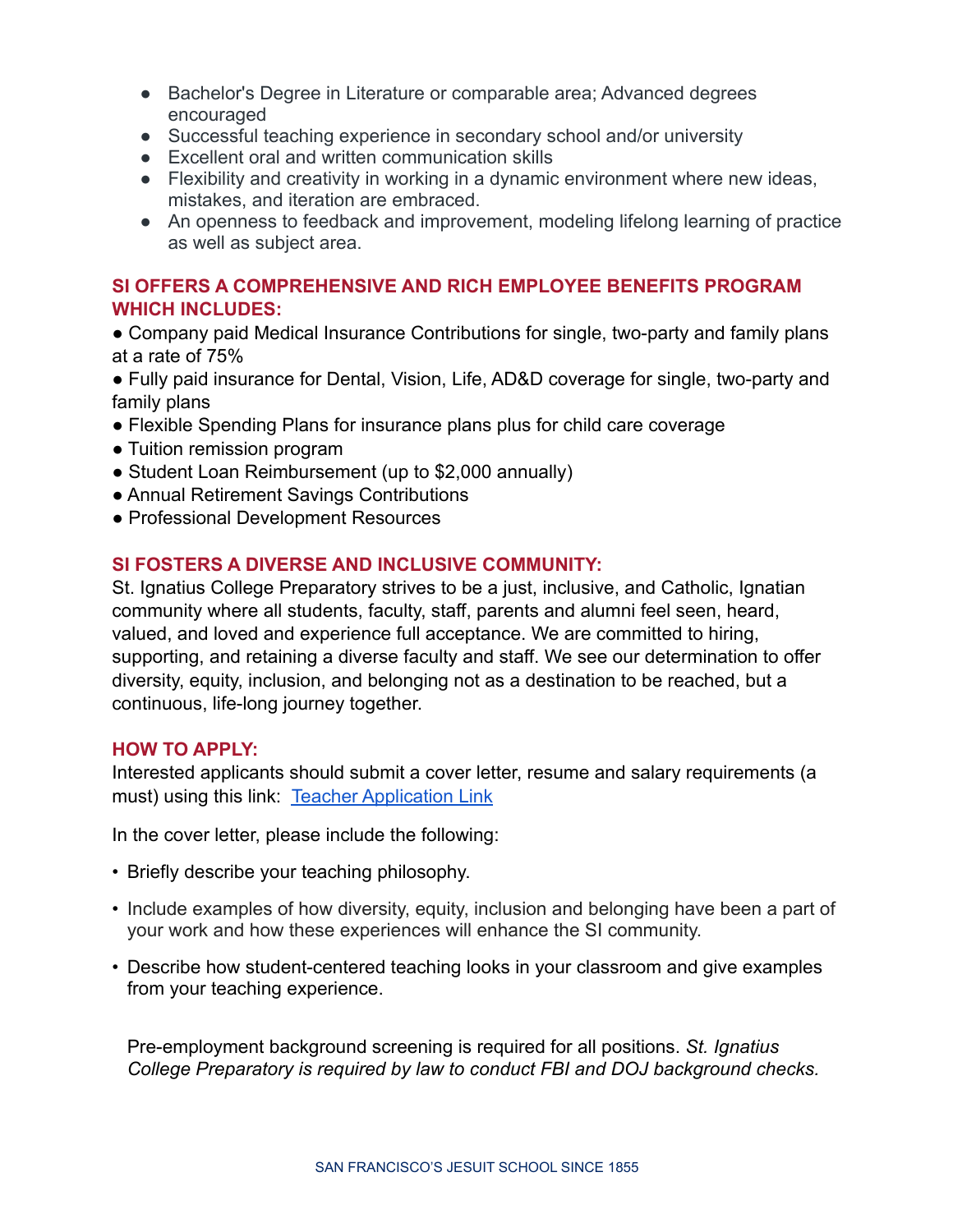- Bachelor's Degree in Literature or comparable area; Advanced degrees encouraged
- Successful teaching experience in secondary school and/or university
- Excellent oral and written communication skills
- Flexibility and creativity in working in a dynamic environment where new ideas, mistakes, and iteration are embraced.
- An openness to feedback and improvement, modeling lifelong learning of practice as well as subject area.

## SI OFFERS A COMPREHENSIVE AND RICH EMPLOYEE BENEFITS PROGRAM WHICH INCLUDES:

- Company paid Medical Insurance Contributions for single, two-party and family plans at a rate of 75%
- Fully paid insurance for Dental, Vision, Life, AD&D coverage for single, two-party and family plans
- Flexible Spending Plans for insurance plans plus for child care coverage
- Tuition remission program
- Student Loan Reimbursement (up to $2,000 annually)
- Annual Retirement Savings Contributions
- Professional Development Resources

## SI FOSTERS A DIVERSE AND INCLUSIVE COMMUNITY:

St. Ignatius College Preparatory strives to be a just, inclusive, and Catholic, Ignatian community where all students, faculty, staff, parents and alumni feel seen, heard, valued, and loved and experience full acceptance. We are committed to hiring, supporting, and retaining a diverse faculty and staff. We see our determination to offer diversity, equity, inclusion, and belonging not as a destination to be reached, but a continuous, life-long journey together.

## HOW TO APPLY:

Interested applicants should submit a cover letter, resume and salary requirements (a must) using this link: [Teacher Application Link]

In the cover letter, please include the following:

- Briefly describe your teaching philosophy.
- Include examples of how diversity, equity, inclusion and belonging have been a part of your work and how these experiences will enhance the SI community.
- Describe how student-centered teaching looks in your classroom and give examples from your teaching experience.

Pre-employment background screening is required for all positions. *St. Ignatius College Preparatory is required by law to conduct FBI and DOJ background checks.*